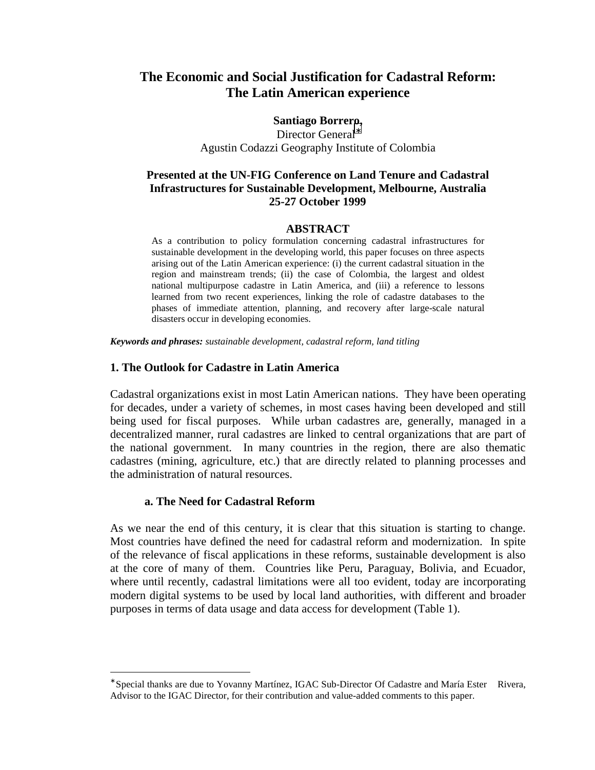# The Economic and Social Justification for Cadastral Reform: The Latin American experience

**Santiago Borrero,**
Director General[*]
Agustin Codazzi Geography Institute of Colombia

**Presented at the UN-FIG Conference on Land Tenure and Cadastral Infrastructures for Sustainable Development, Melbourne, Australia 25-27 October 1999**

## ABSTRACT

As a contribution to policy formulation concerning cadastral infrastructures for sustainable development in the developing world, this paper focuses on three aspects arising out of the Latin American experience: (i) the current cadastral situation in the region and mainstream trends; (ii) the case of Colombia, the largest and oldest national multipurpose cadastre in Latin America, and (iii) a reference to lessons learned from two recent experiences, linking the role of cadastre databases to the phases of immediate attention, planning, and recovery after large-scale natural disasters occur in developing economies.

***Keywords and phrases:*** *sustainable development, cadastral reform, land titling*

## 1. The Outlook for Cadastre in Latin America

Cadastral organizations exist in most Latin American nations. They have been operating for decades, under a variety of schemes, in most cases having been developed and still being used for fiscal purposes. While urban cadastres are, generally, managed in a decentralized manner, rural cadastres are linked to central organizations that are part of the national government. In many countries in the region, there are also thematic cadastres (mining, agriculture, etc.) that are directly related to planning processes and the administration of natural resources.

### a. The Need for Cadastral Reform

As we near the end of this century, it is clear that this situation is starting to change. Most countries have defined the need for cadastral reform and modernization. In spite of the relevance of fiscal applications in these reforms, sustainable development is also at the core of many of them. Countries like Peru, Paraguay, Bolivia, and Ecuador, where until recently, cadastral limitations were all too evident, today are incorporating modern digital systems to be used by local land authorities, with different and broader purposes in terms of data usage and data access for development (Table 1).

---

[*] Special thanks are due to Yovanny Martínez, IGAC Sub-Director Of Cadastre and María Ester Rivera, Advisor to the IGAC Director, for their contribution and value-added comments to this paper.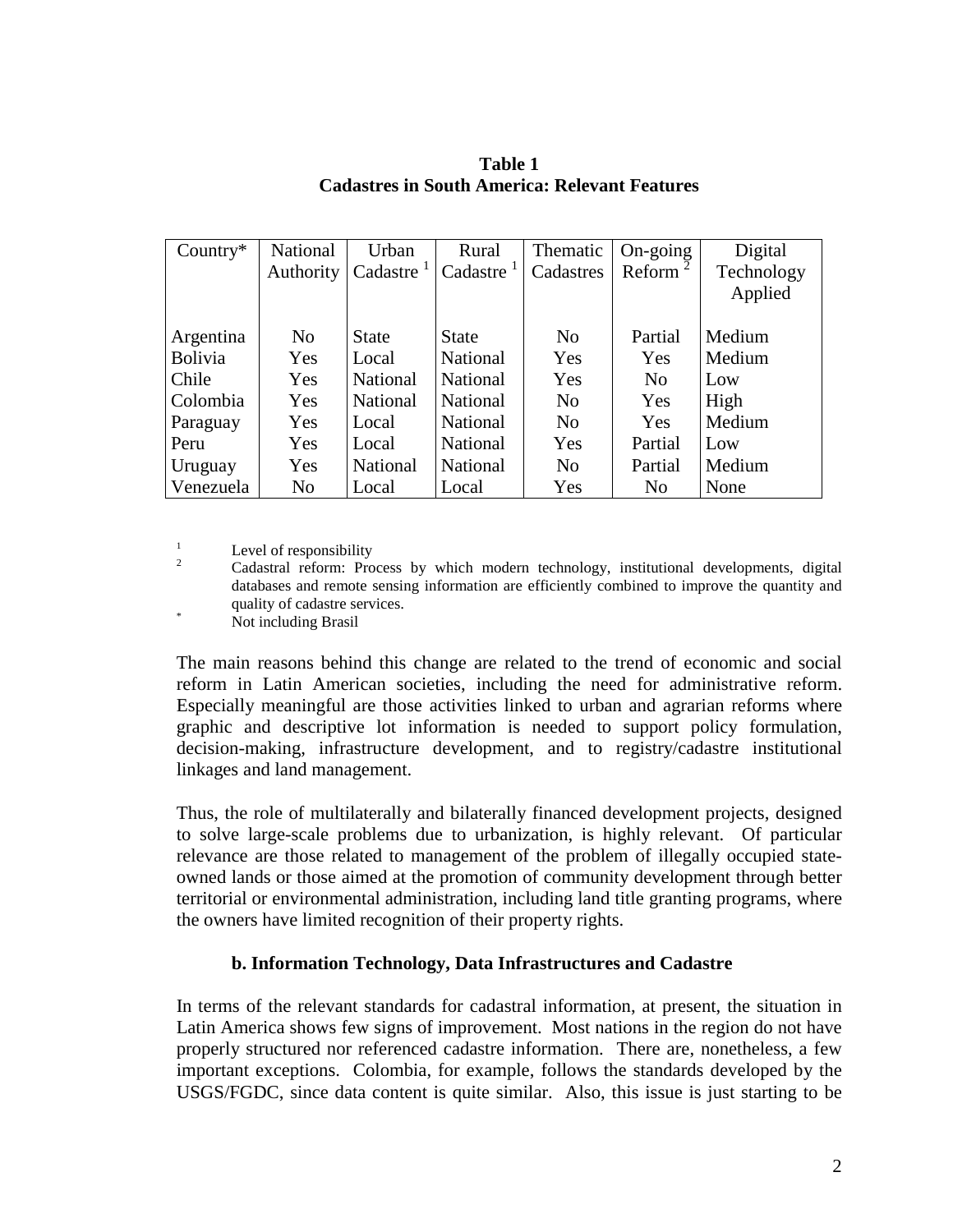**Table 1**
**Cadastres in South America: Relevant Features**

| Country* | National Authority | Urban Cadastre [1] | Rural Cadastre [1] | Thematic Cadastres | On-going Reform [2] | Digital Technology Applied |
|---|---|---|---|---|---|---|
| Argentina | No | State | State | No | Partial | Medium |
| Bolivia | Yes | Local | National | Yes | Yes | Medium |
| Chile | Yes | National | National | Yes | No | Low |
| Colombia | Yes | National | National | No | Yes | High |
| Paraguay | Yes | Local | National | No | Yes | Medium |
| Peru | Yes | Local | National | Yes | Partial | Low |
| Uruguay | Yes | National | National | No | Partial | Medium |
| Venezuela | No | Local | Local | Yes | No | None |

[1] Level of responsibility

[2] Cadastral reform: Process by which modern technology, institutional developments, digital databases and remote sensing information are efficiently combined to improve the quantity and quality of cadastre services.

[*] Not including Brasil

The main reasons behind this change are related to the trend of economic and social reform in Latin American societies, including the need for administrative reform. Especially meaningful are those activities linked to urban and agrarian reforms where graphic and descriptive lot information is needed to support policy formulation, decision-making, infrastructure development, and to registry/cadastre institutional linkages and land management.

Thus, the role of multilaterally and bilaterally financed development projects, designed to solve large-scale problems due to urbanization, is highly relevant. Of particular relevance are those related to management of the problem of illegally occupied state-owned lands or those aimed at the promotion of community development through better territorial or environmental administration, including land title granting programs, where the owners have limited recognition of their property rights.

### b. Information Technology, Data Infrastructures and Cadastre

In terms of the relevant standards for cadastral information, at present, the situation in Latin America shows few signs of improvement. Most nations in the region do not have properly structured nor referenced cadastre information. There are, nonetheless, a few important exceptions. Colombia, for example, follows the standards developed by the USGS/FGDC, since data content is quite similar. Also, this issue is just starting to be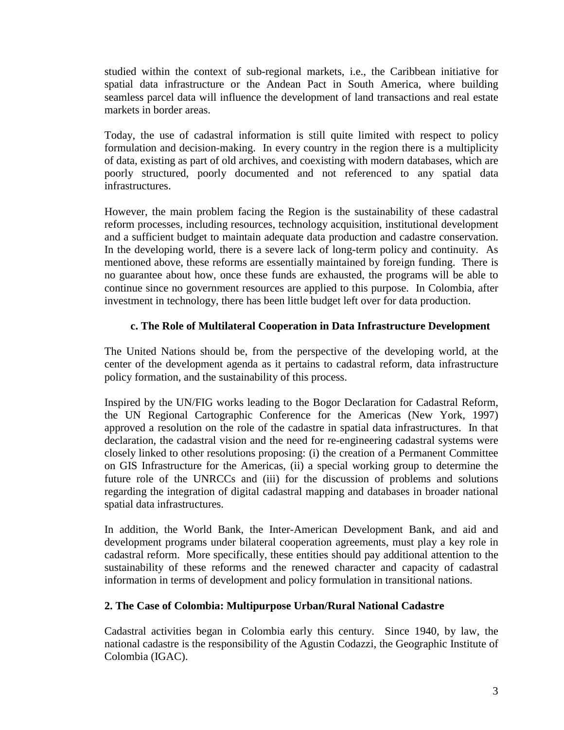studied within the context of sub-regional markets, i.e., the Caribbean initiative for spatial data infrastructure or the Andean Pact in South America, where building seamless parcel data will influence the development of land transactions and real estate markets in border areas.

Today, the use of cadastral information is still quite limited with respect to policy formulation and decision-making. In every country in the region there is a multiplicity of data, existing as part of old archives, and coexisting with modern databases, which are poorly structured, poorly documented and not referenced to any spatial data infrastructures.

However, the main problem facing the Region is the sustainability of these cadastral reform processes, including resources, technology acquisition, institutional development and a sufficient budget to maintain adequate data production and cadastre conservation. In the developing world, there is a severe lack of long-term policy and continuity. As mentioned above, these reforms are essentially maintained by foreign funding. There is no guarantee about how, once these funds are exhausted, the programs will be able to continue since no government resources are applied to this purpose. In Colombia, after investment in technology, there has been little budget left over for data production.

### c. The Role of Multilateral Cooperation in Data Infrastructure Development

The United Nations should be, from the perspective of the developing world, at the center of the development agenda as it pertains to cadastral reform, data infrastructure policy formation, and the sustainability of this process.

Inspired by the UN/FIG works leading to the Bogor Declaration for Cadastral Reform, the UN Regional Cartographic Conference for the Americas (New York, 1997) approved a resolution on the role of the cadastre in spatial data infrastructures. In that declaration, the cadastral vision and the need for re-engineering cadastral systems were closely linked to other resolutions proposing: (i) the creation of a Permanent Committee on GIS Infrastructure for the Americas, (ii) a special working group to determine the future role of the UNRCCs and (iii) for the discussion of problems and solutions regarding the integration of digital cadastral mapping and databases in broader national spatial data infrastructures.

In addition, the World Bank, the Inter-American Development Bank, and aid and development programs under bilateral cooperation agreements, must play a key role in cadastral reform. More specifically, these entities should pay additional attention to the sustainability of these reforms and the renewed character and capacity of cadastral information in terms of development and policy formulation in transitional nations.

## 2. The Case of Colombia: Multipurpose Urban/Rural National Cadastre

Cadastral activities began in Colombia early this century. Since 1940, by law, the national cadastre is the responsibility of the Agustin Codazzi, the Geographic Institute of Colombia (IGAC).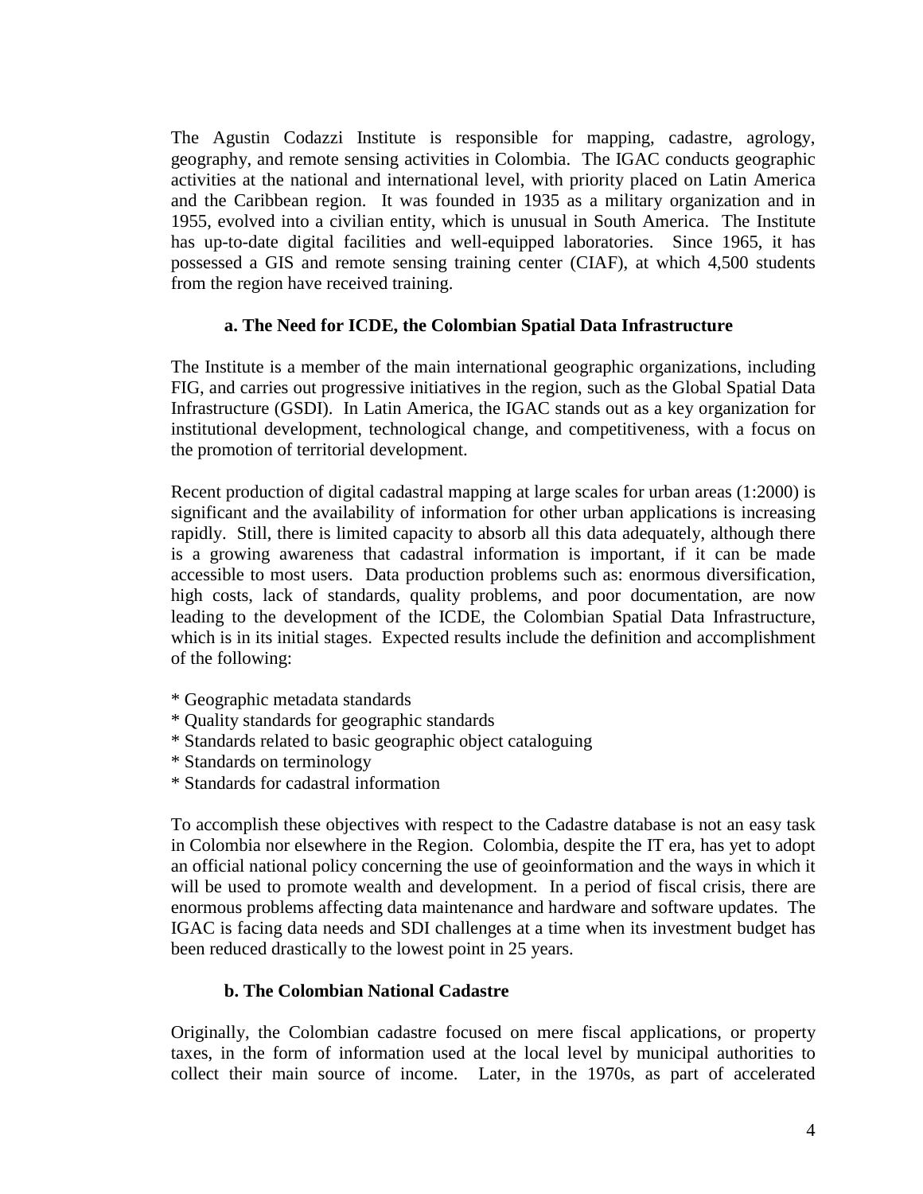The Agustin Codazzi Institute is responsible for mapping, cadastre, agrology, geography, and remote sensing activities in Colombia. The IGAC conducts geographic activities at the national and international level, with priority placed on Latin America and the Caribbean region. It was founded in 1935 as a military organization and in 1955, evolved into a civilian entity, which is unusual in South America. The Institute has up-to-date digital facilities and well-equipped laboratories. Since 1965, it has possessed a GIS and remote sensing training center (CIAF), at which 4,500 students from the region have received training.

### a. The Need for ICDE, the Colombian Spatial Data Infrastructure

The Institute is a member of the main international geographic organizations, including FIG, and carries out progressive initiatives in the region, such as the Global Spatial Data Infrastructure (GSDI). In Latin America, the IGAC stands out as a key organization for institutional development, technological change, and competitiveness, with a focus on the promotion of territorial development.

Recent production of digital cadastral mapping at large scales for urban areas (1:2000) is significant and the availability of information for other urban applications is increasing rapidly. Still, there is limited capacity to absorb all this data adequately, although there is a growing awareness that cadastral information is important, if it can be made accessible to most users. Data production problems such as: enormous diversification, high costs, lack of standards, quality problems, and poor documentation, are now leading to the development of the ICDE, the Colombian Spatial Data Infrastructure, which is in its initial stages. Expected results include the definition and accomplishment of the following:

* Geographic metadata standards
* Quality standards for geographic standards
* Standards related to basic geographic object cataloguing
* Standards on terminology
* Standards for cadastral information

To accomplish these objectives with respect to the Cadastre database is not an easy task in Colombia nor elsewhere in the Region. Colombia, despite the IT era, has yet to adopt an official national policy concerning the use of geoinformation and the ways in which it will be used to promote wealth and development. In a period of fiscal crisis, there are enormous problems affecting data maintenance and hardware and software updates. The IGAC is facing data needs and SDI challenges at a time when its investment budget has been reduced drastically to the lowest point in 25 years.

### b. The Colombian National Cadastre

Originally, the Colombian cadastre focused on mere fiscal applications, or property taxes, in the form of information used at the local level by municipal authorities to collect their main source of income. Later, in the 1970s, as part of accelerated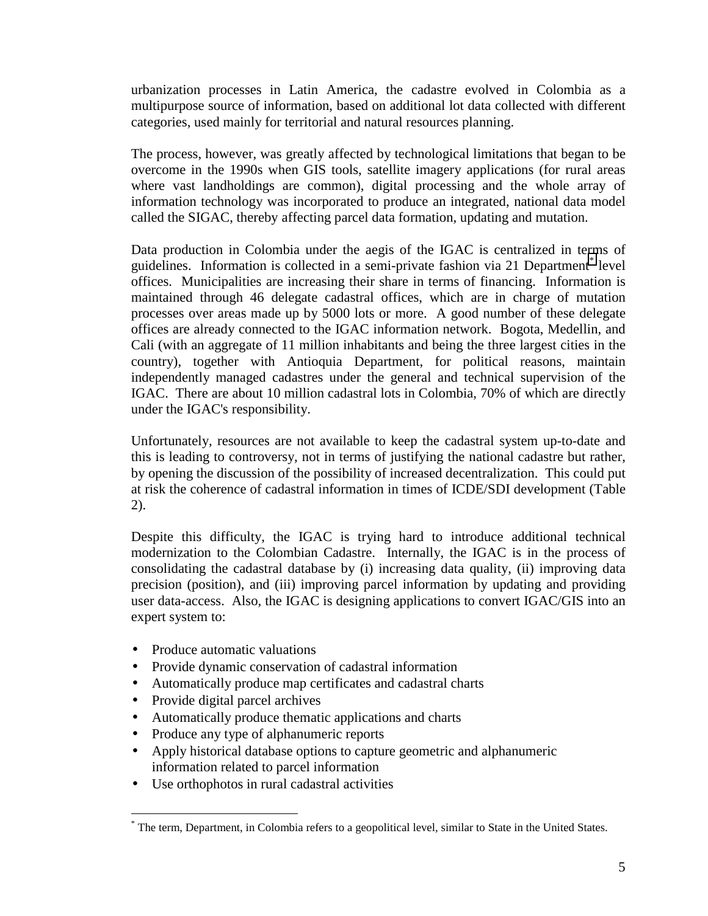urbanization processes in Latin America, the cadastre evolved in Colombia as a multipurpose source of information, based on additional lot data collected with different categories, used mainly for territorial and natural resources planning.

The process, however, was greatly affected by technological limitations that began to be overcome in the 1990s when GIS tools, satellite imagery applications (for rural areas where vast landholdings are common), digital processing and the whole array of information technology was incorporated to produce an integrated, national data model called the SIGAC, thereby affecting parcel data formation, updating and mutation.

Data production in Colombia under the aegis of the IGAC is centralized in terms of guidelines. Information is collected in a semi-private fashion via 21 Department[*] level offices. Municipalities are increasing their share in terms of financing. Information is maintained through 46 delegate cadastral offices, which are in charge of mutation processes over areas made up by 5000 lots or more. A good number of these delegate offices are already connected to the IGAC information network. Bogota, Medellin, and Cali (with an aggregate of 11 million inhabitants and being the three largest cities in the country), together with Antioquia Department, for political reasons, maintain independently managed cadastres under the general and technical supervision of the IGAC. There are about 10 million cadastral lots in Colombia, 70% of which are directly under the IGAC's responsibility.

Unfortunately, resources are not available to keep the cadastral system up-to-date and this is leading to controversy, not in terms of justifying the national cadastre but rather, by opening the discussion of the possibility of increased decentralization. This could put at risk the coherence of cadastral information in times of ICDE/SDI development (Table 2).

Despite this difficulty, the IGAC is trying hard to introduce additional technical modernization to the Colombian Cadastre. Internally, the IGAC is in the process of consolidating the cadastral database by (i) increasing data quality, (ii) improving data precision (position), and (iii) improving parcel information by updating and providing user data-access. Also, the IGAC is designing applications to convert IGAC/GIS into an expert system to:

- Produce automatic valuations
- Provide dynamic conservation of cadastral information
- Automatically produce map certificates and cadastral charts
- Provide digital parcel archives
- Automatically produce thematic applications and charts
- Produce any type of alphanumeric reports
- Apply historical database options to capture geometric and alphanumeric information related to parcel information
- Use orthophotos in rural cadastral activities

---

[*] The term, Department, in Colombia refers to a geopolitical level, similar to State in the United States.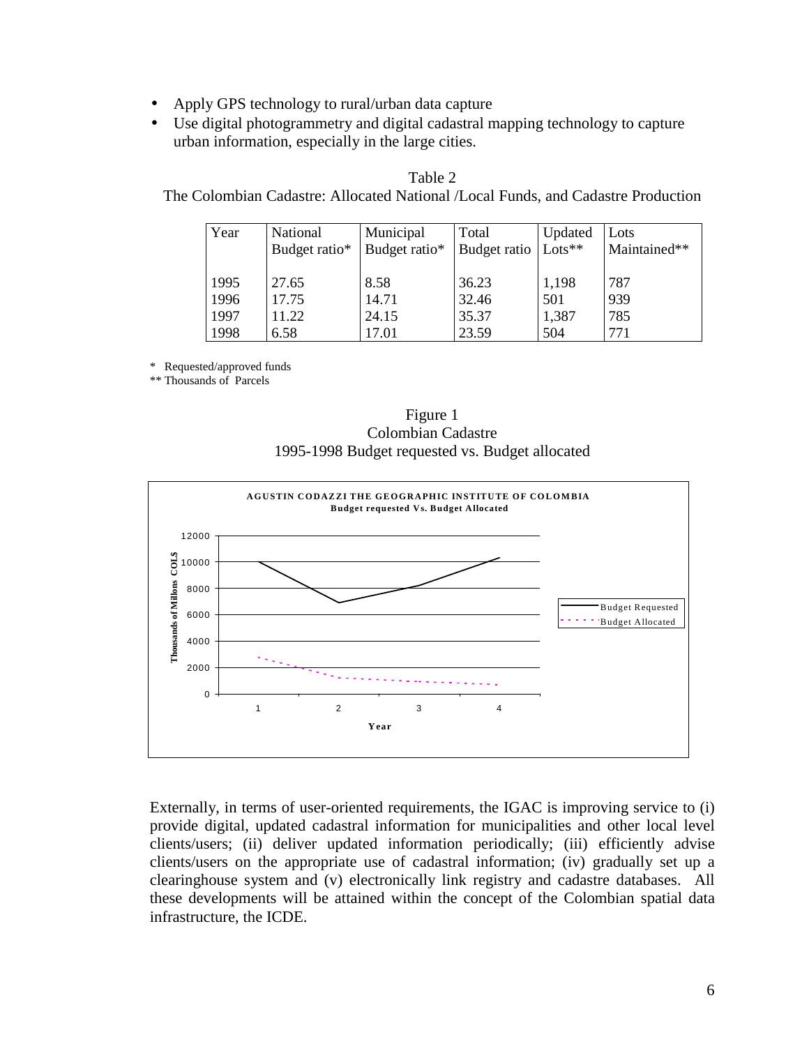- Apply GPS technology to rural/urban data capture
- Use digital photogrammetry and digital cadastral mapping technology to capture urban information, especially in the large cities.

Table 2
The Colombian Cadastre: Allocated National /Local Funds, and Cadastre Production

| Year | National Budget ratio* | Municipal Budget ratio* | Total Budget ratio | Updated Lots** | Lots Maintained** |
|---|---|---|---|---|---|
| 1995 | 27.65 | 8.58 | 36.23 | 1,198 | 787 |
| 1996 | 17.75 | 14.71 | 32.46 | 501 | 939 |
| 1997 | 11.22 | 24.15 | 35.37 | 1,387 | 785 |
| 1998 | 6.58 | 17.01 | 23.59 | 504 | 771 |

\* Requested/approved funds
** Thousands of Parcels

Figure 1
Colombian Cadastre
1995-1998 Budget requested vs. Budget allocated

AGUSTIN CODAZZI THE GEOGRAPHIC INSTITUTE OF COLOMBIA
Budget requested Vs. Budget Allocated

Externally, in terms of user-oriented requirements, the IGAC is improving service to (i) provide digital, updated cadastral information for municipalities and other local level clients/users; (ii) deliver updated information periodically; (iii) efficiently advise clients/users on the appropriate use of cadastral information; (iv) gradually set up a clearinghouse system and (v) electronically link registry and cadastre databases. All these developments will be attained within the concept of the Colombian spatial data infrastructure, the ICDE.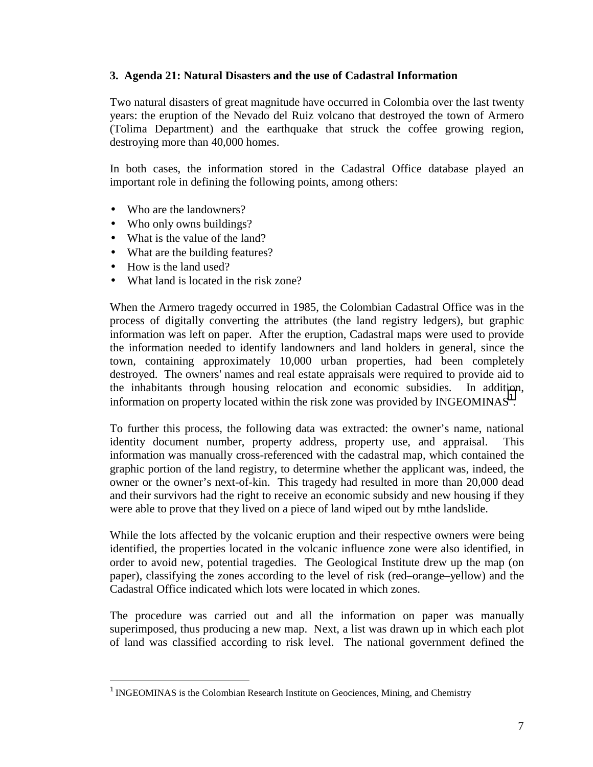### 3. Agenda 21: Natural Disasters and the use of Cadastral Information

Two natural disasters of great magnitude have occurred in Colombia over the last twenty years: the eruption of the Nevado del Ruiz volcano that destroyed the town of Armero (Tolima Department) and the earthquake that struck the coffee growing region, destroying more than 40,000 homes.

In both cases, the information stored in the Cadastral Office database played an important role in defining the following points, among others:

- Who are the landowners?
- Who only owns buildings?
- What is the value of the land?
- What are the building features?
- How is the land used?
- What land is located in the risk zone?

When the Armero tragedy occurred in 1985, the Colombian Cadastral Office was in the process of digitally converting the attributes (the land registry ledgers), but graphic information was left on paper. After the eruption, Cadastral maps were used to provide the information needed to identify landowners and land holders in general, since the town, containing approximately 10,000 urban properties, had been completely destroyed. The owners' names and real estate appraisals were required to provide aid to the inhabitants through housing relocation and economic subsidies. In addition, information on property located within the risk zone was provided by INGEOMINAS[1].

To further this process, the following data was extracted: the owner's name, national identity document number, property address, property use, and appraisal. This information was manually cross-referenced with the cadastral map, which contained the graphic portion of the land registry, to determine whether the applicant was, indeed, the owner or the owner's next-of-kin. This tragedy had resulted in more than 20,000 dead and their survivors had the right to receive an economic subsidy and new housing if they were able to prove that they lived on a piece of land wiped out by mthe landslide.

While the lots affected by the volcanic eruption and their respective owners were being identified, the properties located in the volcanic influence zone were also identified, in order to avoid new, potential tragedies. The Geological Institute drew up the map (on paper), classifying the zones according to the level of risk (red–orange–yellow) and the Cadastral Office indicated which lots were located in which zones.

The procedure was carried out and all the information on paper was manually superimposed, thus producing a new map. Next, a list was drawn up in which each plot of land was classified according to risk level. The national government defined the

[1] INGEOMINAS is the Colombian Research Institute on Geociences, Mining, and Chemistry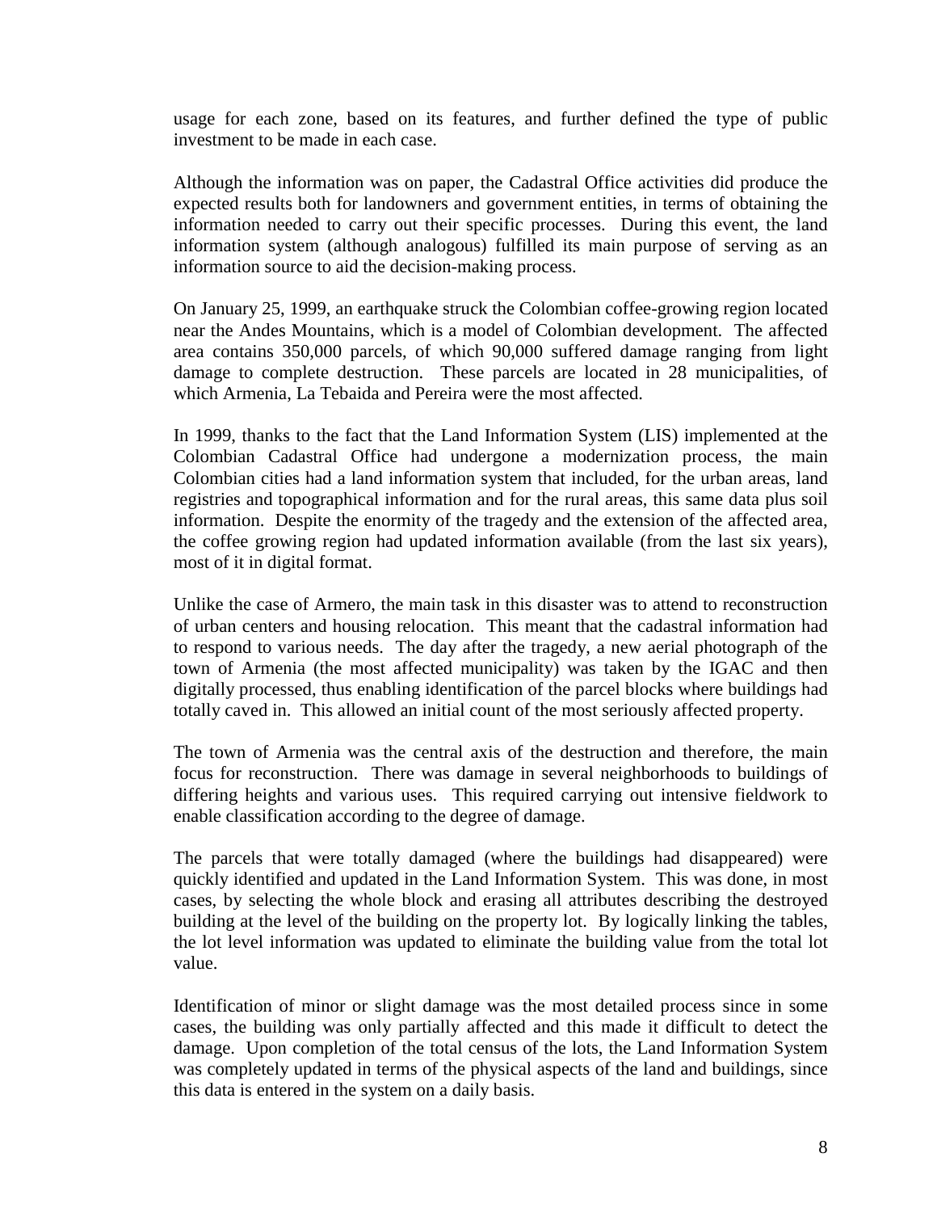usage for each zone, based on its features, and further defined the type of public investment to be made in each case.

Although the information was on paper, the Cadastral Office activities did produce the expected results both for landowners and government entities, in terms of obtaining the information needed to carry out their specific processes. During this event, the land information system (although analogous) fulfilled its main purpose of serving as an information source to aid the decision-making process.

On January 25, 1999, an earthquake struck the Colombian coffee-growing region located near the Andes Mountains, which is a model of Colombian development. The affected area contains 350,000 parcels, of which 90,000 suffered damage ranging from light damage to complete destruction. These parcels are located in 28 municipalities, of which Armenia, La Tebaida and Pereira were the most affected.

In 1999, thanks to the fact that the Land Information System (LIS) implemented at the Colombian Cadastral Office had undergone a modernization process, the main Colombian cities had a land information system that included, for the urban areas, land registries and topographical information and for the rural areas, this same data plus soil information. Despite the enormity of the tragedy and the extension of the affected area, the coffee growing region had updated information available (from the last six years), most of it in digital format.

Unlike the case of Armero, the main task in this disaster was to attend to reconstruction of urban centers and housing relocation. This meant that the cadastral information had to respond to various needs. The day after the tragedy, a new aerial photograph of the town of Armenia (the most affected municipality) was taken by the IGAC and then digitally processed, thus enabling identification of the parcel blocks where buildings had totally caved in. This allowed an initial count of the most seriously affected property.

The town of Armenia was the central axis of the destruction and therefore, the main focus for reconstruction. There was damage in several neighborhoods to buildings of differing heights and various uses. This required carrying out intensive fieldwork to enable classification according to the degree of damage.

The parcels that were totally damaged (where the buildings had disappeared) were quickly identified and updated in the Land Information System. This was done, in most cases, by selecting the whole block and erasing all attributes describing the destroyed building at the level of the building on the property lot. By logically linking the tables, the lot level information was updated to eliminate the building value from the total lot value.

Identification of minor or slight damage was the most detailed process since in some cases, the building was only partially affected and this made it difficult to detect the damage. Upon completion of the total census of the lots, the Land Information System was completely updated in terms of the physical aspects of the land and buildings, since this data is entered in the system on a daily basis.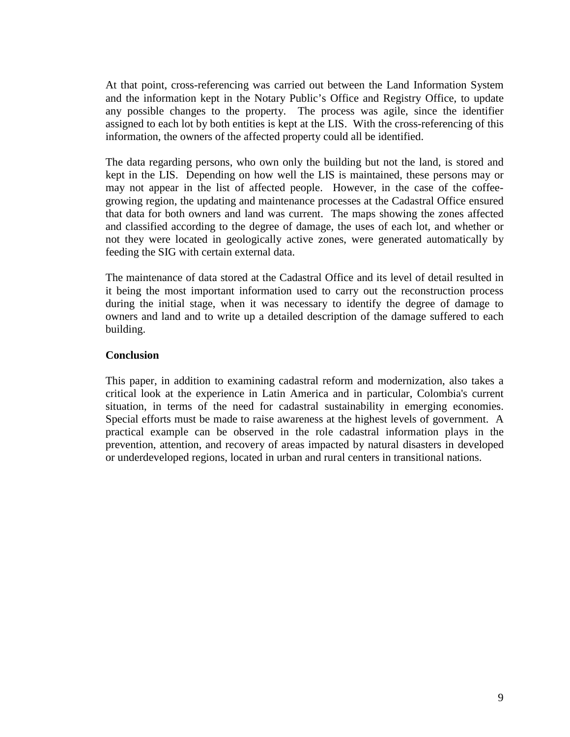At that point, cross-referencing was carried out between the Land Information System and the information kept in the Notary Public's Office and Registry Office, to update any possible changes to the property. The process was agile, since the identifier assigned to each lot by both entities is kept at the LIS. With the cross-referencing of this information, the owners of the affected property could all be identified.

The data regarding persons, who own only the building but not the land, is stored and kept in the LIS. Depending on how well the LIS is maintained, these persons may or may not appear in the list of affected people. However, in the case of the coffee-growing region, the updating and maintenance processes at the Cadastral Office ensured that data for both owners and land was current. The maps showing the zones affected and classified according to the degree of damage, the uses of each lot, and whether or not they were located in geologically active zones, were generated automatically by feeding the SIG with certain external data.

The maintenance of data stored at the Cadastral Office and its level of detail resulted in it being the most important information used to carry out the reconstruction process during the initial stage, when it was necessary to identify the degree of damage to owners and land and to write up a detailed description of the damage suffered to each building.

## Conclusion

This paper, in addition to examining cadastral reform and modernization, also takes a critical look at the experience in Latin America and in particular, Colombia's current situation, in terms of the need for cadastral sustainability in emerging economies. Special efforts must be made to raise awareness at the highest levels of government. A practical example can be observed in the role cadastral information plays in the prevention, attention, and recovery of areas impacted by natural disasters in developed or underdeveloped regions, located in urban and rural centers in transitional nations.